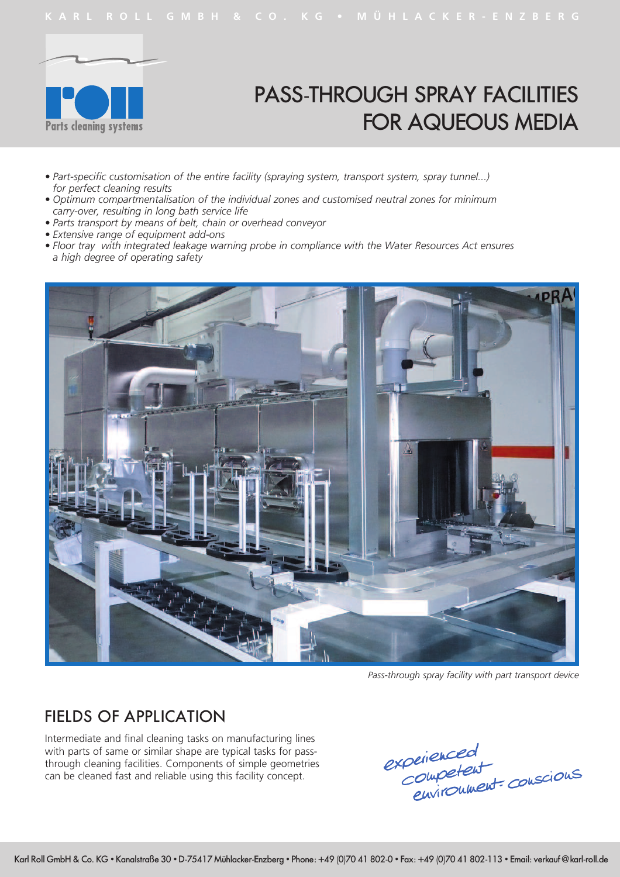KARL ROLL GMBH & CO. KG • MÜHLACKER-ENZBERG

Parts cleaning systems

# PASS-THROUGH SPRAY FACILITIES FOR AQUEOUS MEDIA

- *Part-specific customisation of the entire facility (spraying system, transport system, spray tunnel...) for perfect cleaning results*
- *Optimum compartmentalisation of the individual zones and customised neutral zones for minimum carry-over, resulting in long bath service life*
- *Parts transport by means of belt, chain or overhead conveyor*
- *Extensive range of equipment add-ons*
- *Floor tray with integrated leakage warning probe in compliance with the Water Resources Act ensures a high degree of operating safety*

*Pass-through spray facility with part transport device*

## FIELDS OF APPLICATION

Intermediate and final cleaning tasks on manufacturing lines with parts of same or similar shape are typical tasks for pass-through cleaning facilities. Components of simple geometries can be cleaned fast and reliable using this facility concept.

experienced
competent
environment-conscious

Karl Roll GmbH & Co. KG • Kanalstraße 30 • D-75417 Mühlacker-Enzberg • Phone: +49 (0)70 41 802-0 • Fax: +49 (0)70 41 802-113 • Email: verkauf@karl-roll.de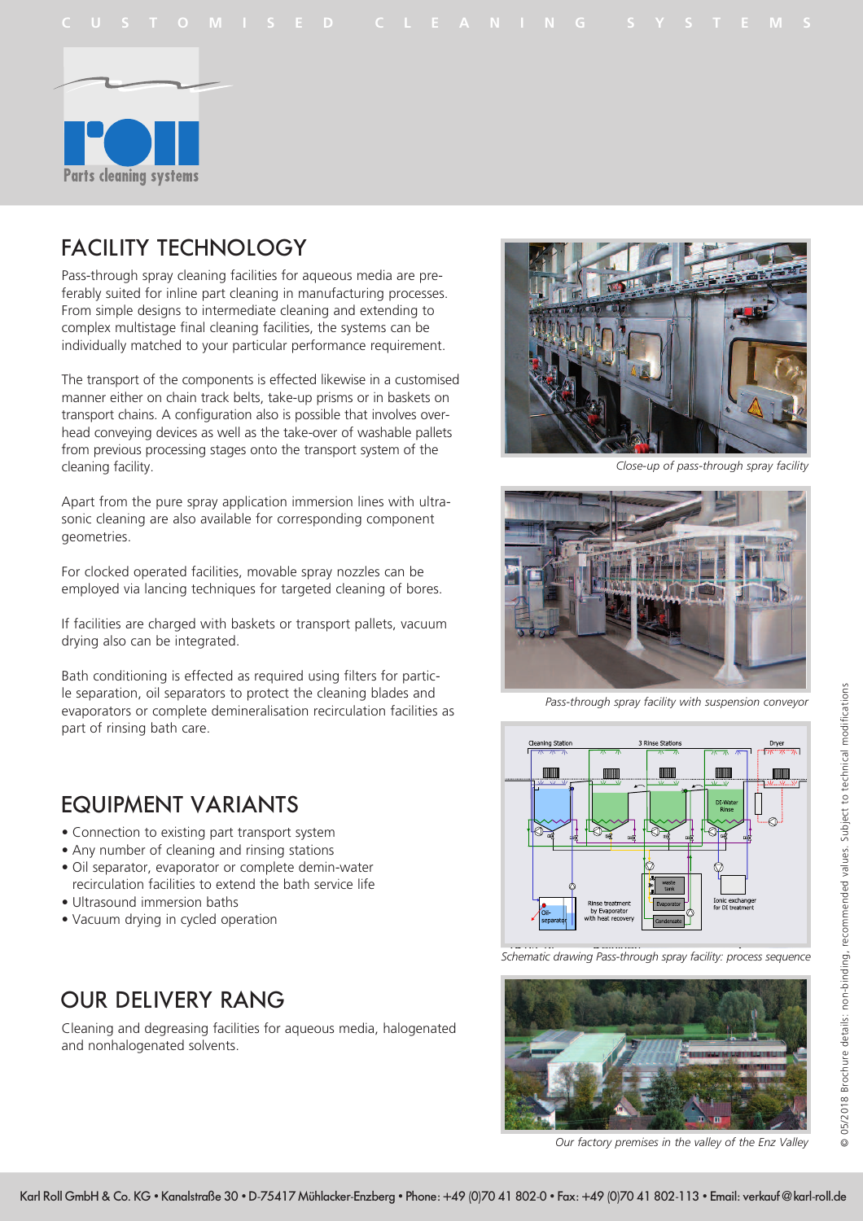Parts cleaning systems

## FACILITY TECHNOLOGY

Pass-through spray cleaning facilities for aqueous media are preferably suited for inline part cleaning in manufacturing processes. From simple designs to intermediate cleaning and extending to complex multistage final cleaning facilities, the systems can be individually matched to your particular performance requirement.

The transport of the components is effected likewise in a customised manner either on chain track belts, take-up prisms or in baskets on transport chains. A configuration also is possible that involves overhead conveying devices as well as the take-over of washable pallets from previous processing stages onto the transport system of the cleaning facility.

Apart from the pure spray application immersion lines with ultrasonic cleaning are also available for corresponding component geometries.

For clocked operated facilities, movable spray nozzles can be employed via lancing techniques for targeted cleaning of bores.

If facilities are charged with baskets or transport pallets, vacuum drying also can be integrated.

Bath conditioning is effected as required using filters for particle separation, oil separators to protect the cleaning blades and evaporators or complete demineralisation recirculation facilities as part of rinsing bath care.

## EQUIPMENT VARIANTS

- Connection to existing part transport system
- Any number of cleaning and rinsing stations
- Oil separator, evaporator or complete demin-water recirculation facilities to extend the bath service life
- Ultrasound immersion baths
- Vacuum drying in cycled operation

## OUR DELIVERY RANG

Cleaning and degreasing facilities for aqueous media, halogenated and nonhalogenated solvents.

*Close-up of pass-through spray facility*

*Pass-through spray facility with suspension conveyor*

Cleaning Station
3 Rinse Stations
Dryer
DI-Water Rinse
Oil-separator
Rinse treatment by Evaporator with heat recovery
waste tank
Evaporator
Condensate
Ionic exchanger for DI treatment

*Schematic drawing Pass-through spray facility: process sequence*

*Our factory premises in the valley of the Enz Valley*

© 05/2018 Brochure details: non-binding, recommended values. Subject to technical modifications

Karl Roll GmbH & Co. KG • Kanalstraße 30 • D-75417 Mühlacker-Enzberg • Phone: +49 (0)70 41 802-0 • Fax: +49 (0)70 41 802-113 • Email: verkauf@karl-roll.de